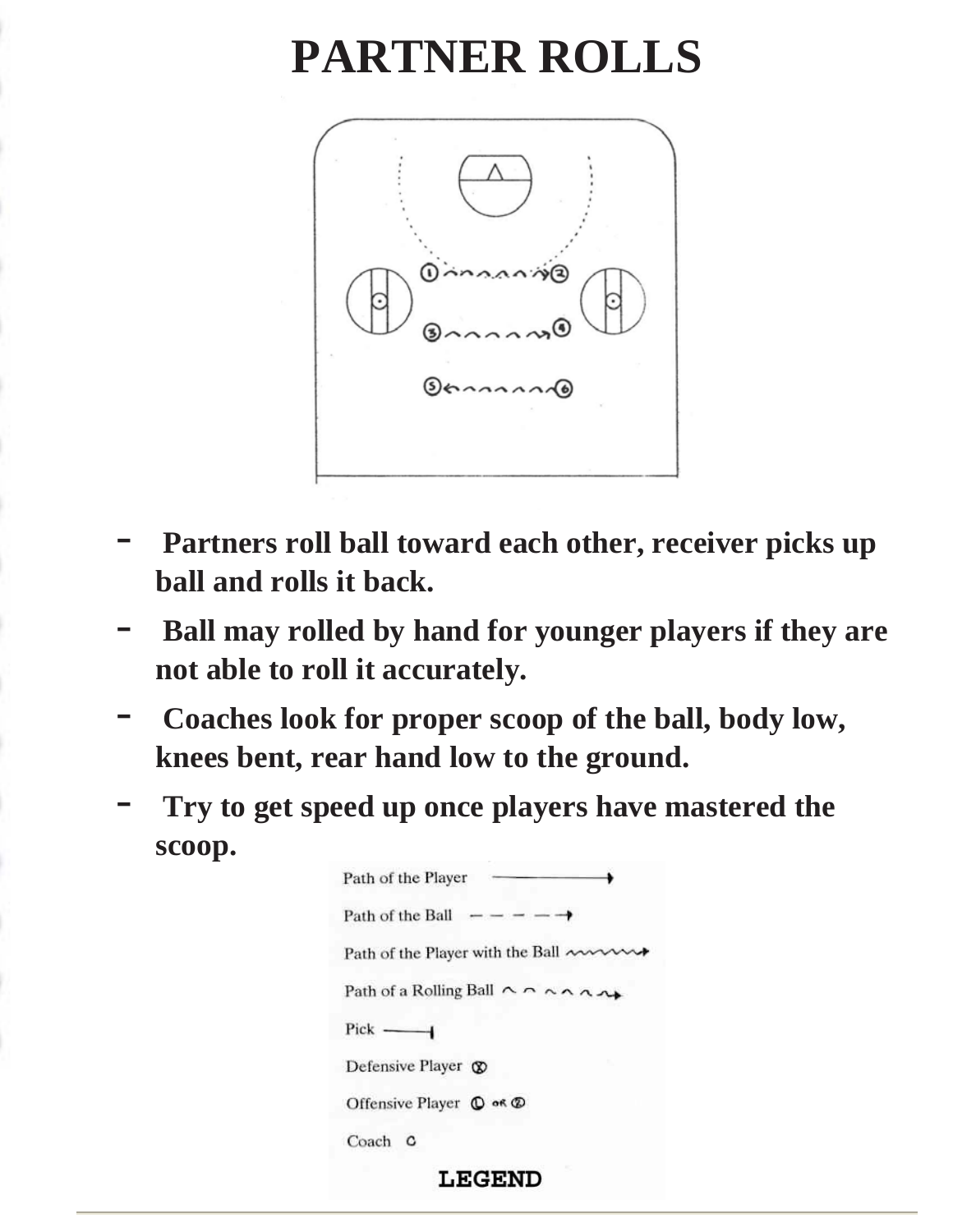# PARTNER ROLLS

- Partners roll ball toward each other, receiver picks up ball and rolls it back.
- Ball may rolled by hand for younger players if they are not able to roll it accurately.
- Coaches look for proper scoop of the ball, body low, knees bent, rear hand low to the ground.
- Try to get speed up once players have mastered the scoop.

Path of the Player

Path of the Ball

Path of the Player with the Ball

Path of a Rolling Ball

Pick

Defensive Player

Offensive Player

Coach

**LEGEND**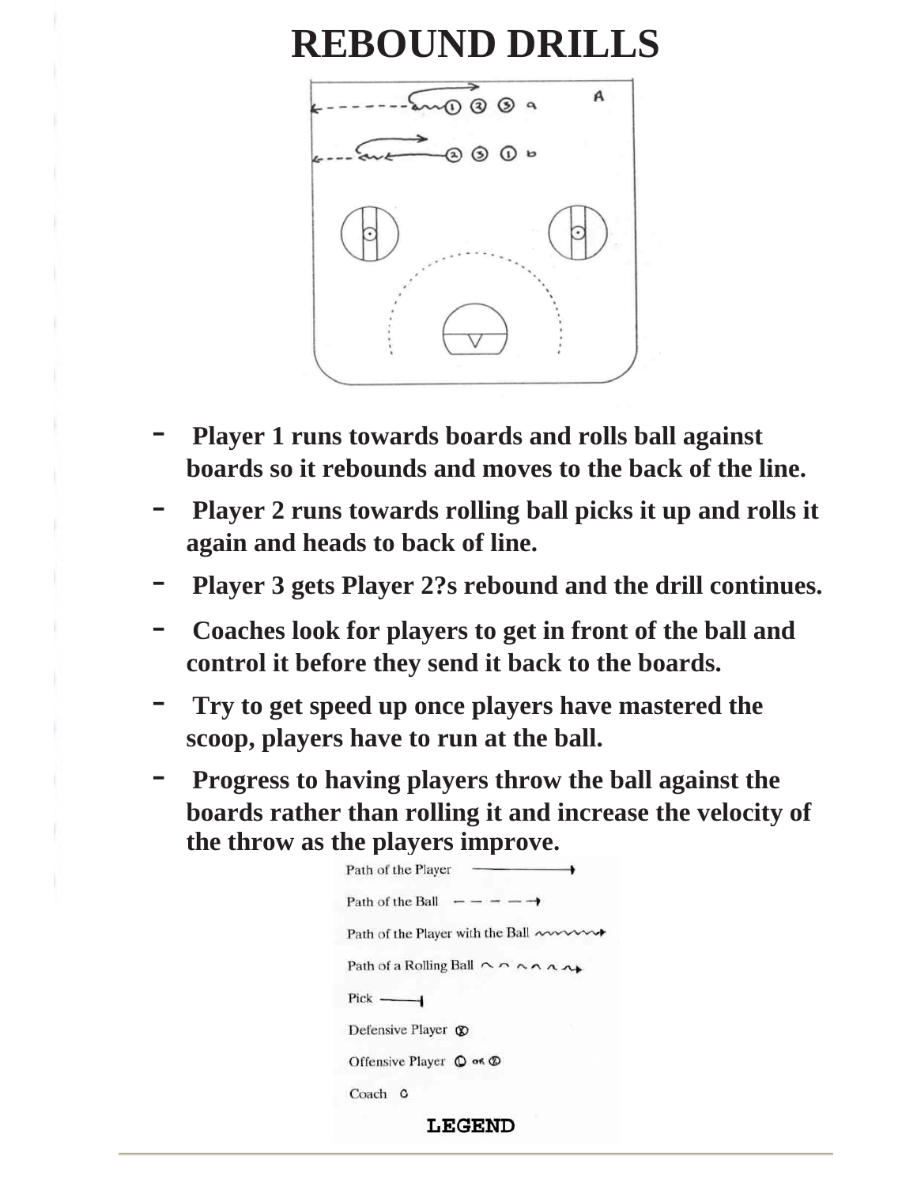# REBOUND DRILLS

- Player 1 runs towards boards and rolls ball against boards so it rebounds and moves to the back of the line.
- Player 2 runs towards rolling ball picks it up and rolls it again and heads to back of line.
- Player 3 gets Player 2?s rebound and the drill continues.
- Coaches look for players to get in front of the ball and control it before they send it back to the boards.
- Try to get speed up once players have mastered the scoop, players have to run at the ball.
- Progress to having players throw the ball against the boards rather than rolling it and increase the velocity of the throw as the players improve.

Path of the Player
Path of the Ball
Path of the Player with the Ball
Path of a Rolling Ball
Pick
Defensive Player
Offensive Player
Coach

LEGEND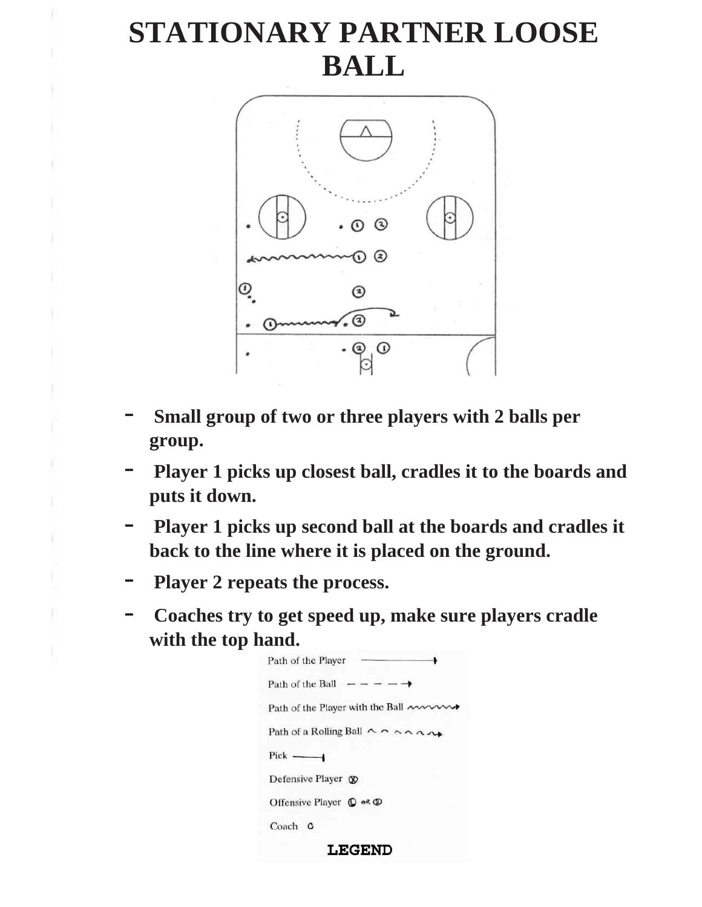# STATIONARY PARTNER LOOSE BALL

- **Small group of two or three players with 2 balls per group.**
- **Player 1 picks up closest ball, cradles it to the boards and puts it down.**
- **Player 1 picks up second ball at the boards and cradles it back to the line where it is placed on the ground.**
- **Player 2 repeats the process.**
- **Coaches try to get speed up, make sure players cradle with the top hand.**

Path of the Player

Path of the Ball

Path of the Player with the Ball

Path of a Rolling Ball

Pick

Defensive Player

Offensive Player

Coach

**LEGEND**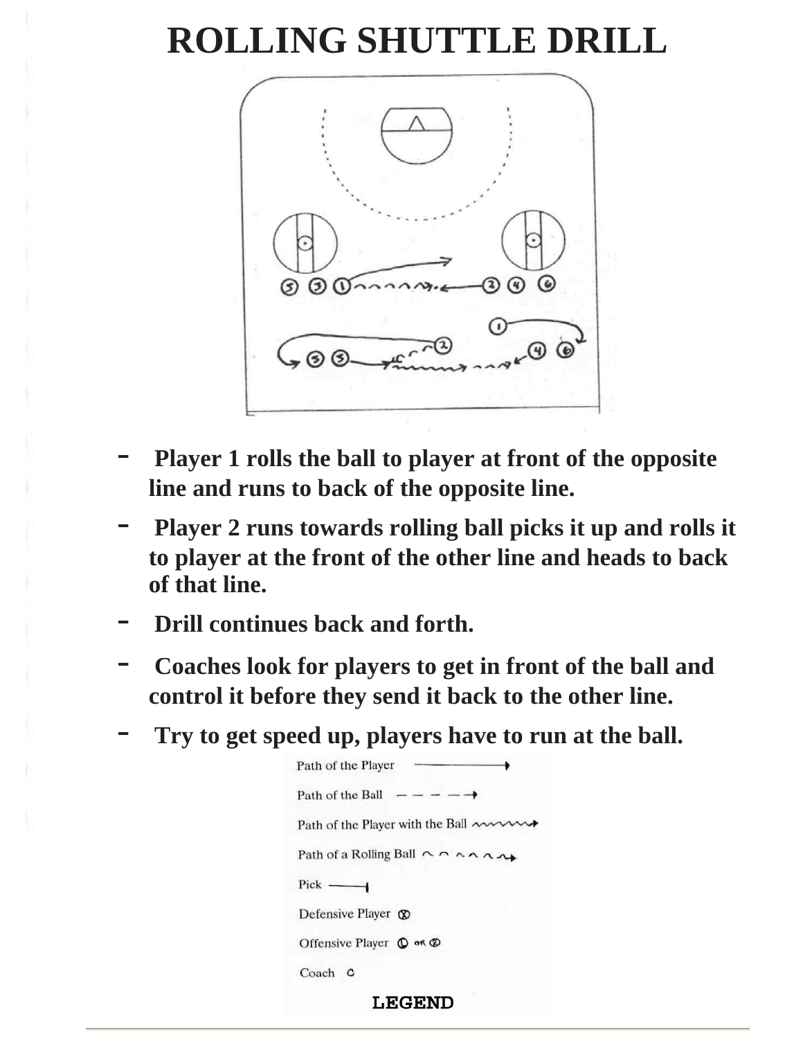# ROLLING SHUTTLE DRILL

- Player 1 rolls the ball to player at front of the opposite line and runs to back of the opposite line.
- Player 2 runs towards rolling ball picks it up and rolls it to player at the front of the other line and heads to back of that line.
- Drill continues back and forth.
- Coaches look for players to get in front of the ball and control it before they send it back to the other line.
- Try to get speed up, players have to run at the ball.

Path of the Player

Path of the Ball

Path of the Player with the Ball

Path of a Rolling Ball

Pick

Defensive Player

Offensive Player

Coach

**LEGEND**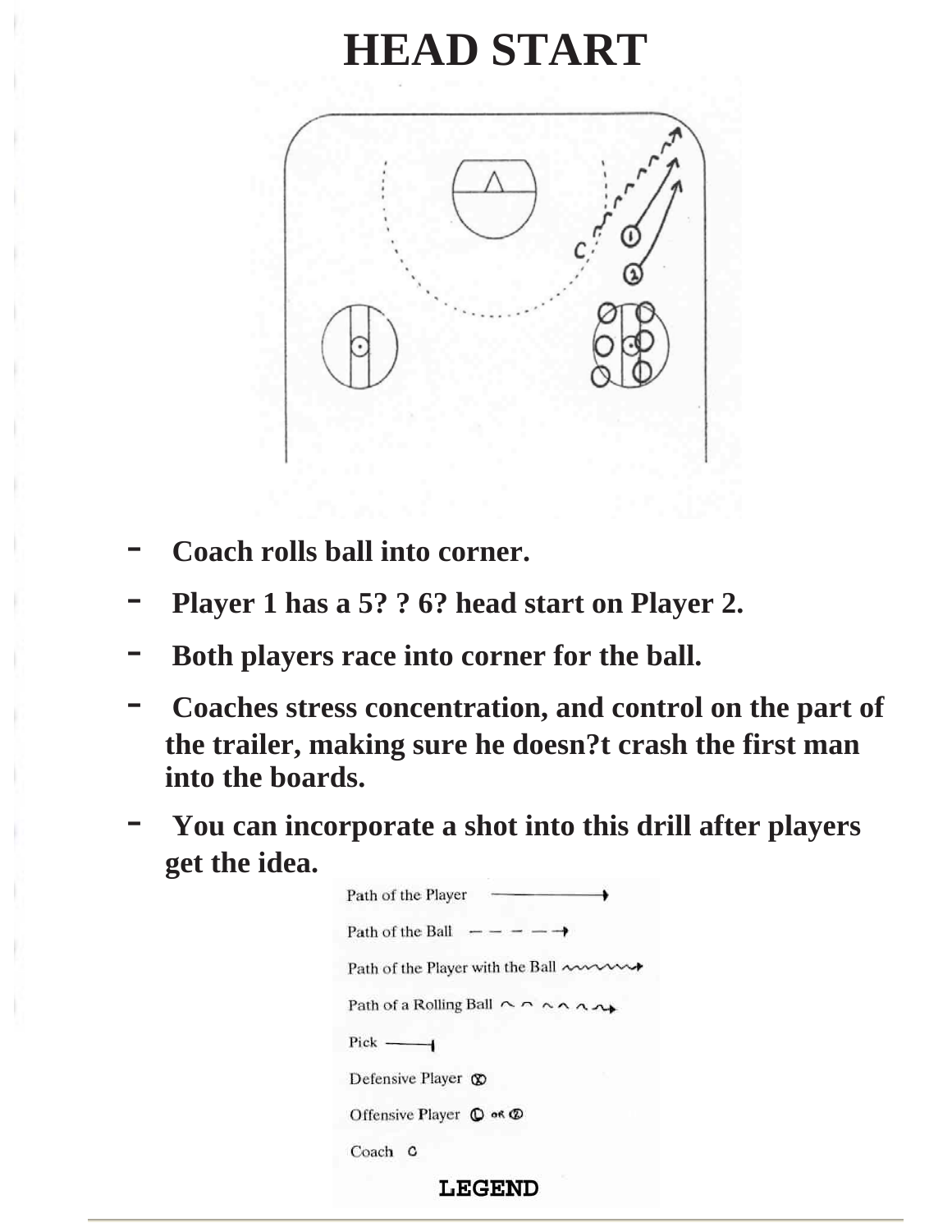# HEAD START

- Coach rolls ball into corner.
- Player 1 has a 5? ? 6? head start on Player 2.
- Both players race into corner for the ball.
- Coaches stress concentration, and control on the part of the trailer, making sure he doesn?t crash the first man into the boards.
- You can incorporate a shot into this drill after players get the idea.

Path of the Player

Path of the Ball

Path of the Player with the Ball

Path of a Rolling Ball

Pick

Defensive Player

Offensive Player

Coach

**LEGEND**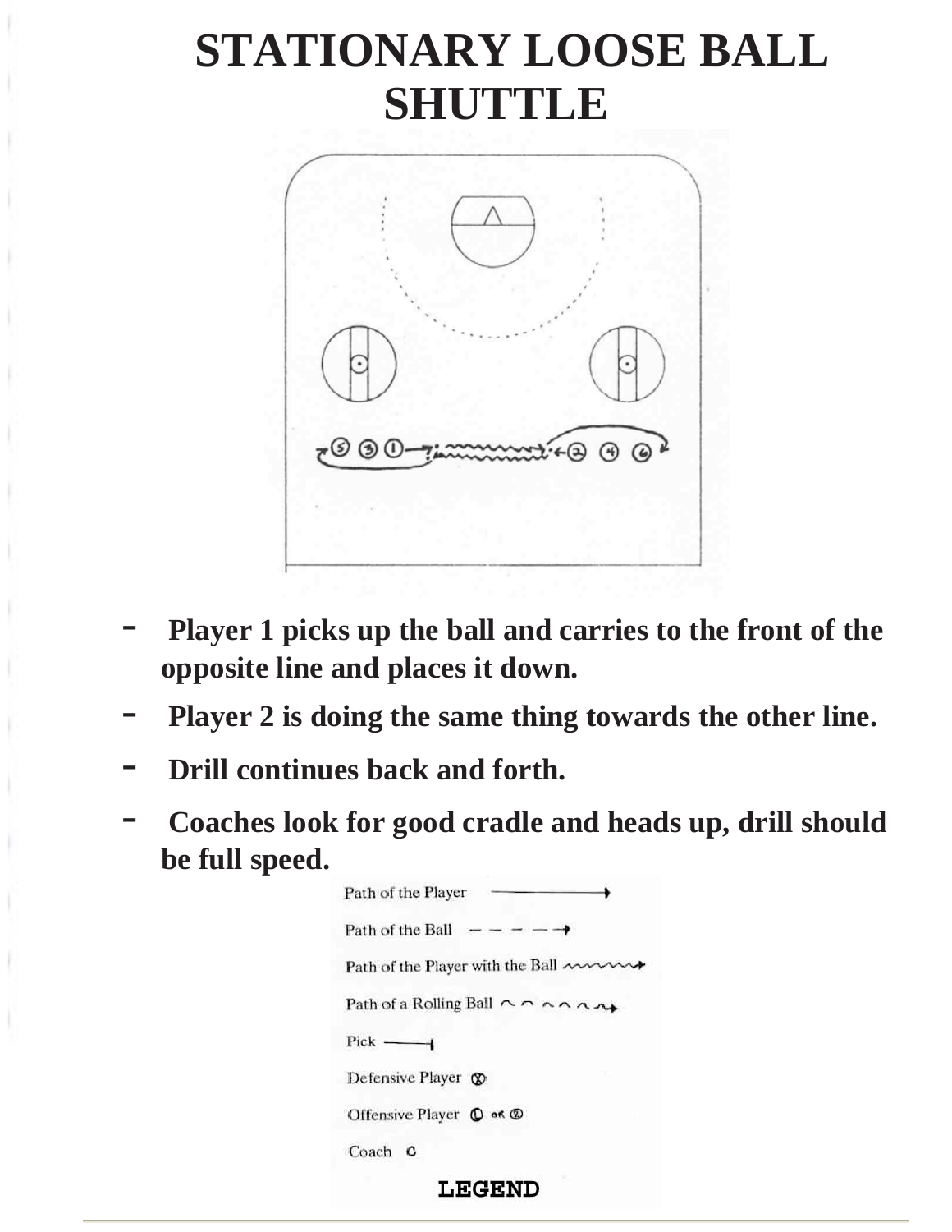# STATIONARY LOOSE BALL SHUTTLE

- **Player 1 picks up the ball and carries to the front of the opposite line and places it down.**
- **Player 2 is doing the same thing towards the other line.**
- **Drill continues back and forth.**
- **Coaches look for good cradle and heads up, drill should be full speed.**

Path of the Player

Path of the Ball

Path of the Player with the Ball

Path of a Rolling Ball

Pick

Defensive Player

Offensive Player

Coach C

**LEGEND**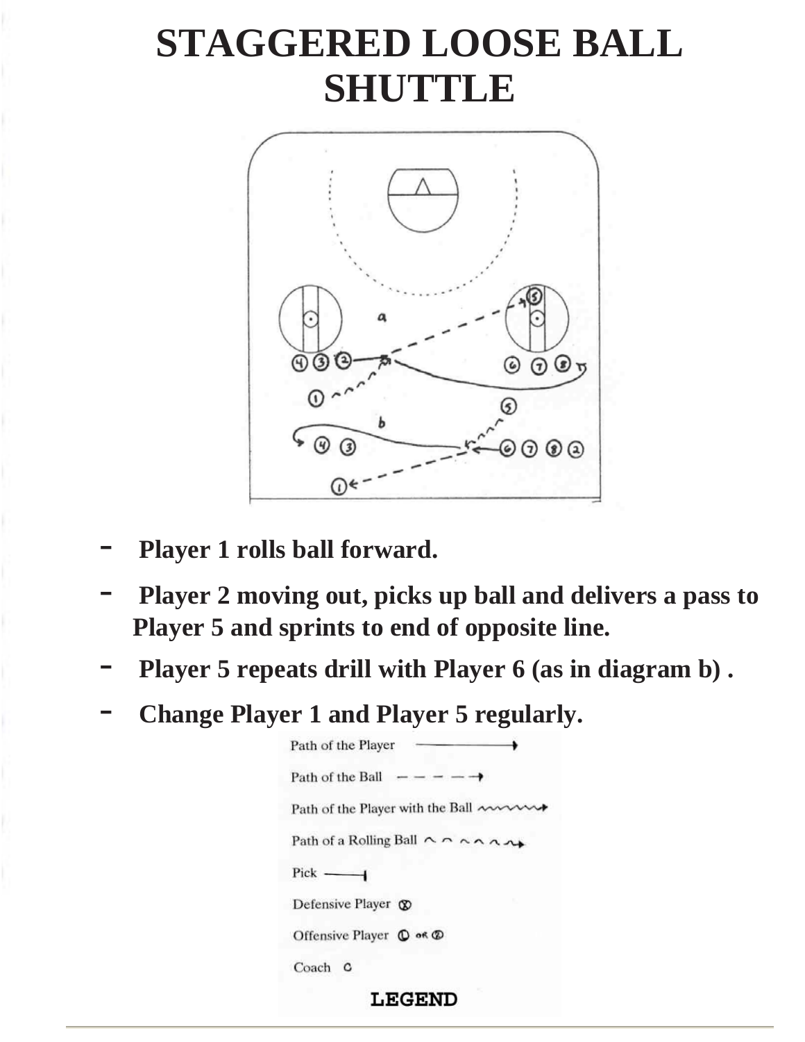# STAGGERED LOOSE BALL SHUTTLE

- Player 1 rolls ball forward.
- Player 2 moving out, picks up ball and delivers a pass to Player 5 and sprints to end of opposite line.
- Player 5 repeats drill with Player 6 (as in diagram b) .
- Change Player 1 and Player 5 regularly.

Path of the Player

Path of the Ball

Path of the Player with the Ball

Path of a Rolling Ball

Pick

Defensive Player

Offensive Player

Coach

**LEGEND**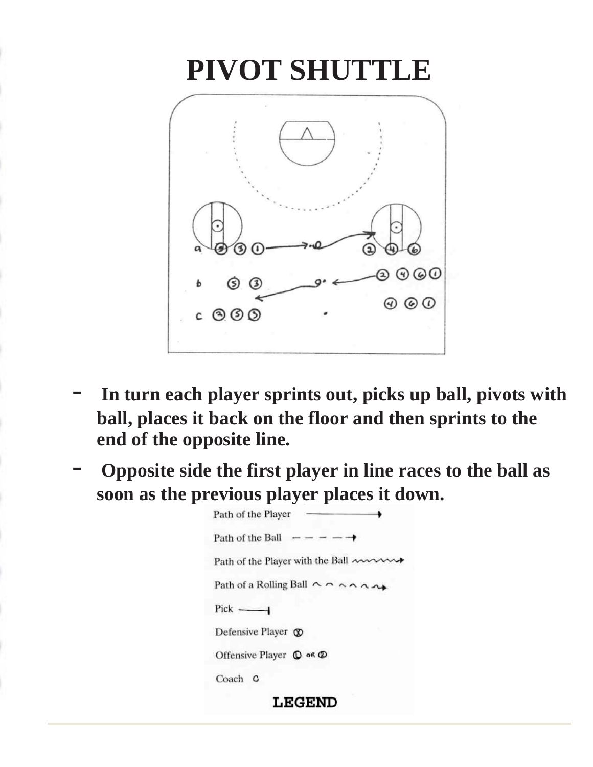# PIVOT SHUTTLE

- In turn each player sprints out, picks up ball, pivots with ball, places it back on the floor and then sprints to the end of the opposite line.
- Opposite side the first player in line races to the ball as soon as the previous player places it down.

Path of the Player

Path of the Ball

Path of the Player with the Ball

Path of a Rolling Ball

Pick

Defensive Player

Offensive Player

Coach

LEGEND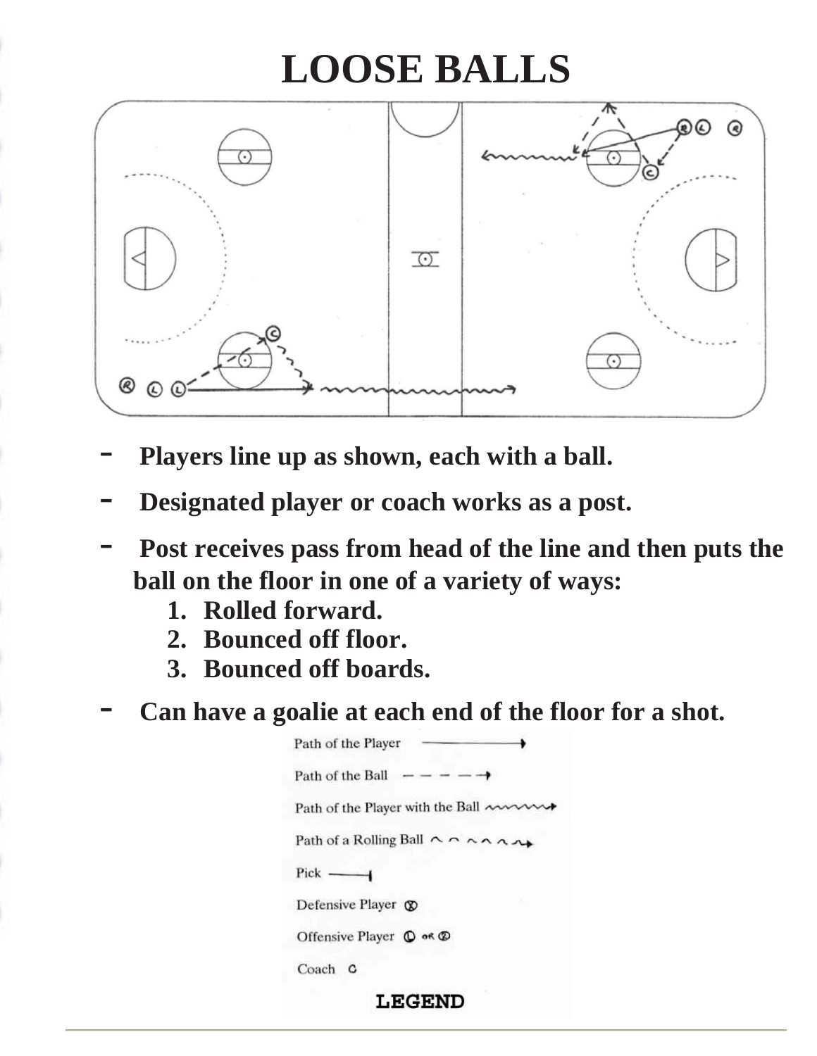# LOOSE BALLS

- Players line up as shown, each with a ball.
- Designated player or coach works as a post.
- Post receives pass from head of the line and then puts the ball on the floor in one of a variety of ways:
  1. Rolled forward.
  2. Bounced off floor.
  3. Bounced off boards.
- Can have a goalie at each end of the floor for a shot.

Path of the Player

Path of the Ball

Path of the Player with the Ball

Path of a Rolling Ball

Pick

Defensive Player

Offensive Player

Coach

LEGEND